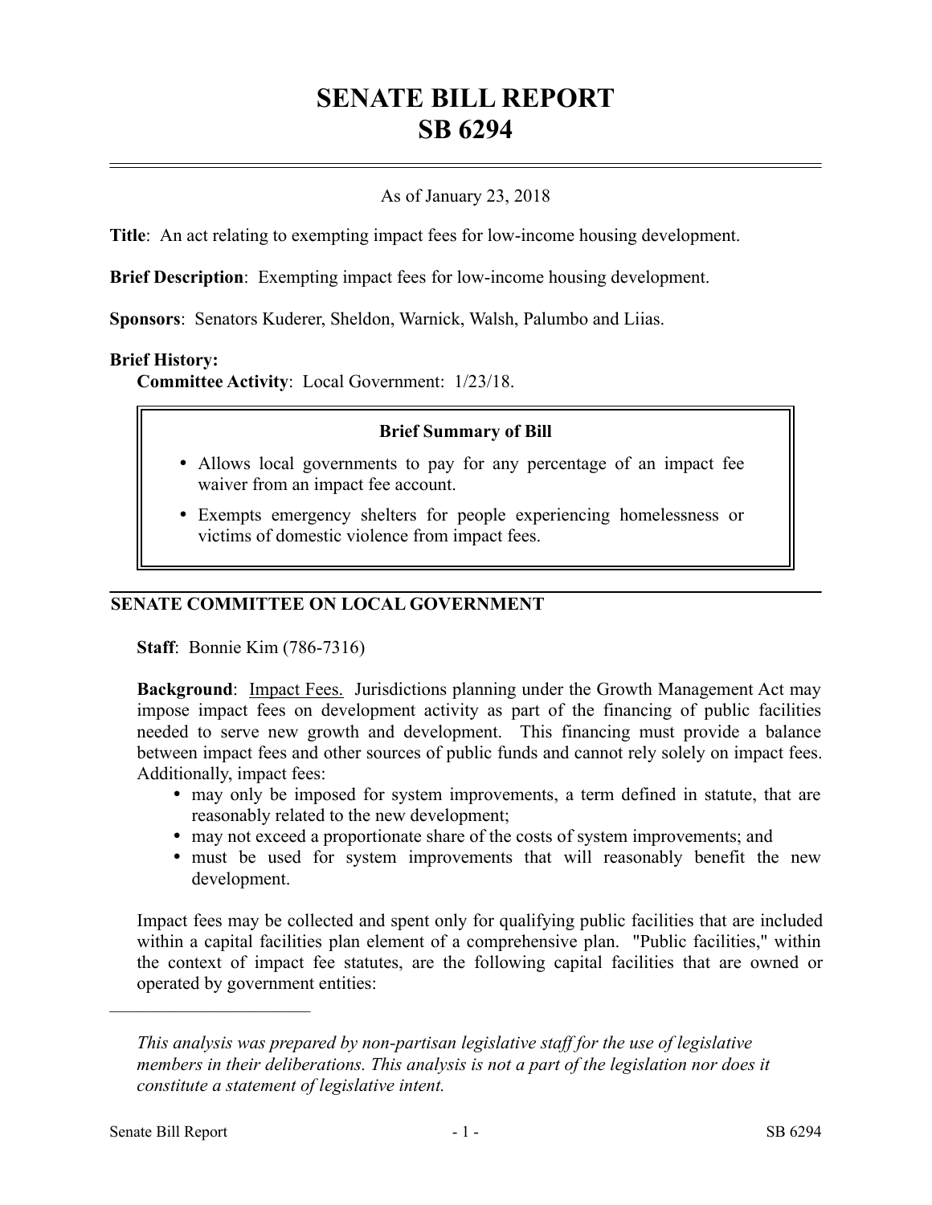# SENATE BILL REPORT
# SB 6294

As of January 23, 2018

**Title**: An act relating to exempting impact fees for low-income housing development.

**Brief Description**: Exempting impact fees for low-income housing development.

**Sponsors**: Senators Kuderer, Sheldon, Warnick, Walsh, Palumbo and Liias.

**Brief History:**

**Committee Activity**: Local Government: 1/23/18.

**Brief Summary of Bill**

- Allows local governments to pay for any percentage of an impact fee waiver from an impact fee account.
- Exempts emergency shelters for people experiencing homelessness or victims of domestic violence from impact fees.

## SENATE COMMITTEE ON LOCAL GOVERNMENT

**Staff**: Bonnie Kim (786-7316)

**Background**: Impact Fees. Jurisdictions planning under the Growth Management Act may impose impact fees on development activity as part of the financing of public facilities needed to serve new growth and development. This financing must provide a balance between impact fees and other sources of public funds and cannot rely solely on impact fees. Additionally, impact fees:

- may only be imposed for system improvements, a term defined in statute, that are reasonably related to the new development;
- may not exceed a proportionate share of the costs of system improvements; and
- must be used for system improvements that will reasonably benefit the new development.

Impact fees may be collected and spent only for qualifying public facilities that are included within a capital facilities plan element of a comprehensive plan. "Public facilities," within the context of impact fee statutes, are the following capital facilities that are owned or operated by government entities:

---

*This analysis was prepared by non-partisan legislative staff for the use of legislative members in their deliberations. This analysis is not a part of the legislation nor does it constitute a statement of legislative intent.*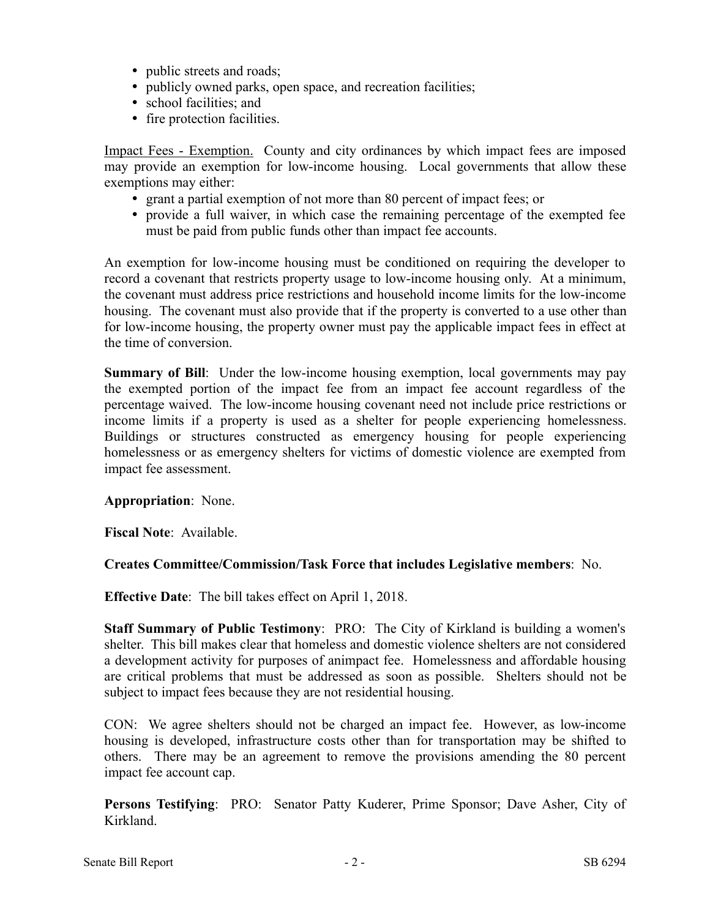- public streets and roads;
- publicly owned parks, open space, and recreation facilities;
- school facilities; and
- fire protection facilities.

Impact Fees - Exemption. County and city ordinances by which impact fees are imposed may provide an exemption for low-income housing. Local governments that allow these exemptions may either:

- grant a partial exemption of not more than 80 percent of impact fees; or
- provide a full waiver, in which case the remaining percentage of the exempted fee must be paid from public funds other than impact fee accounts.

An exemption for low-income housing must be conditioned on requiring the developer to record a covenant that restricts property usage to low-income housing only. At a minimum, the covenant must address price restrictions and household income limits for the low-income housing. The covenant must also provide that if the property is converted to a use other than for low-income housing, the property owner must pay the applicable impact fees in effect at the time of conversion.

**Summary of Bill**: Under the low-income housing exemption, local governments may pay the exempted portion of the impact fee from an impact fee account regardless of the percentage waived. The low-income housing covenant need not include price restrictions or income limits if a property is used as a shelter for people experiencing homelessness. Buildings or structures constructed as emergency housing for people experiencing homelessness or as emergency shelters for victims of domestic violence are exempted from impact fee assessment.

**Appropriation**: None.

**Fiscal Note**: Available.

**Creates Committee/Commission/Task Force that includes Legislative members**: No.

**Effective Date**: The bill takes effect on April 1, 2018.

**Staff Summary of Public Testimony**: PRO: The City of Kirkland is building a women's shelter. This bill makes clear that homeless and domestic violence shelters are not considered a development activity for purposes of animpact fee. Homelessness and affordable housing are critical problems that must be addressed as soon as possible. Shelters should not be subject to impact fees because they are not residential housing.

CON: We agree shelters should not be charged an impact fee. However, as low-income housing is developed, infrastructure costs other than for transportation may be shifted to others. There may be an agreement to remove the provisions amending the 80 percent impact fee account cap.

**Persons Testifying**: PRO: Senator Patty Kuderer, Prime Sponsor; Dave Asher, City of Kirkland.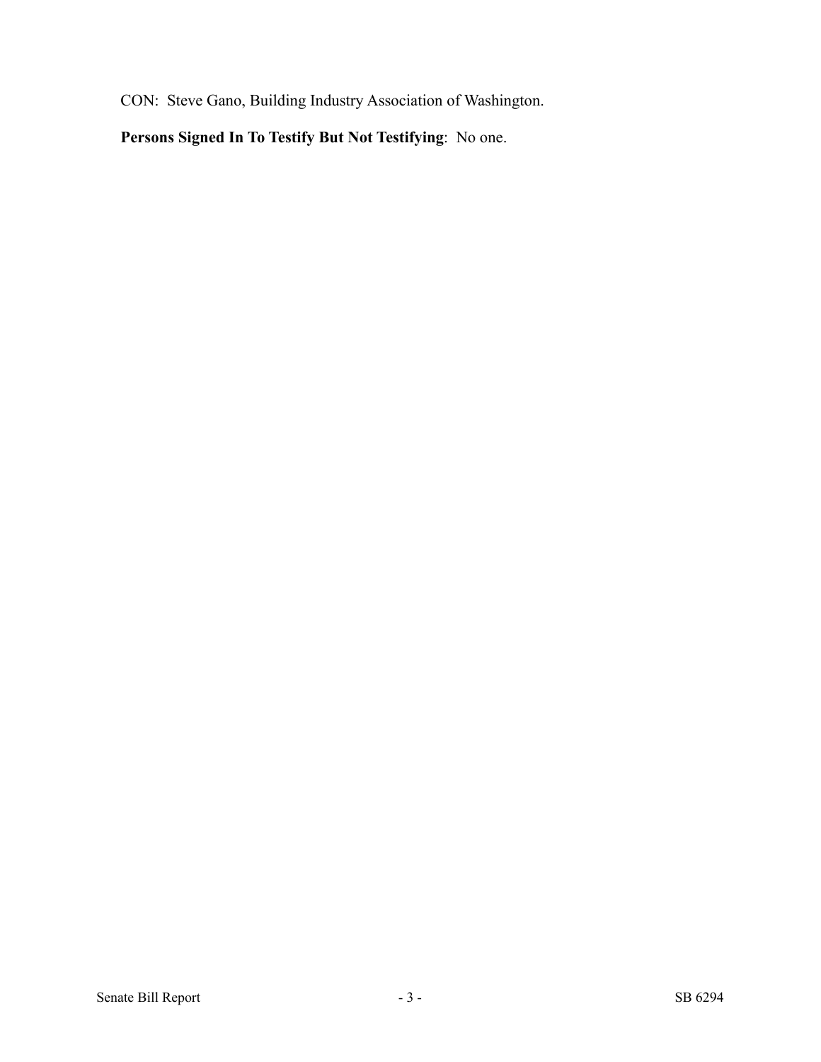CON: Steve Gano, Building Industry Association of Washington.

**Persons Signed In To Testify But Not Testifying**: No one.